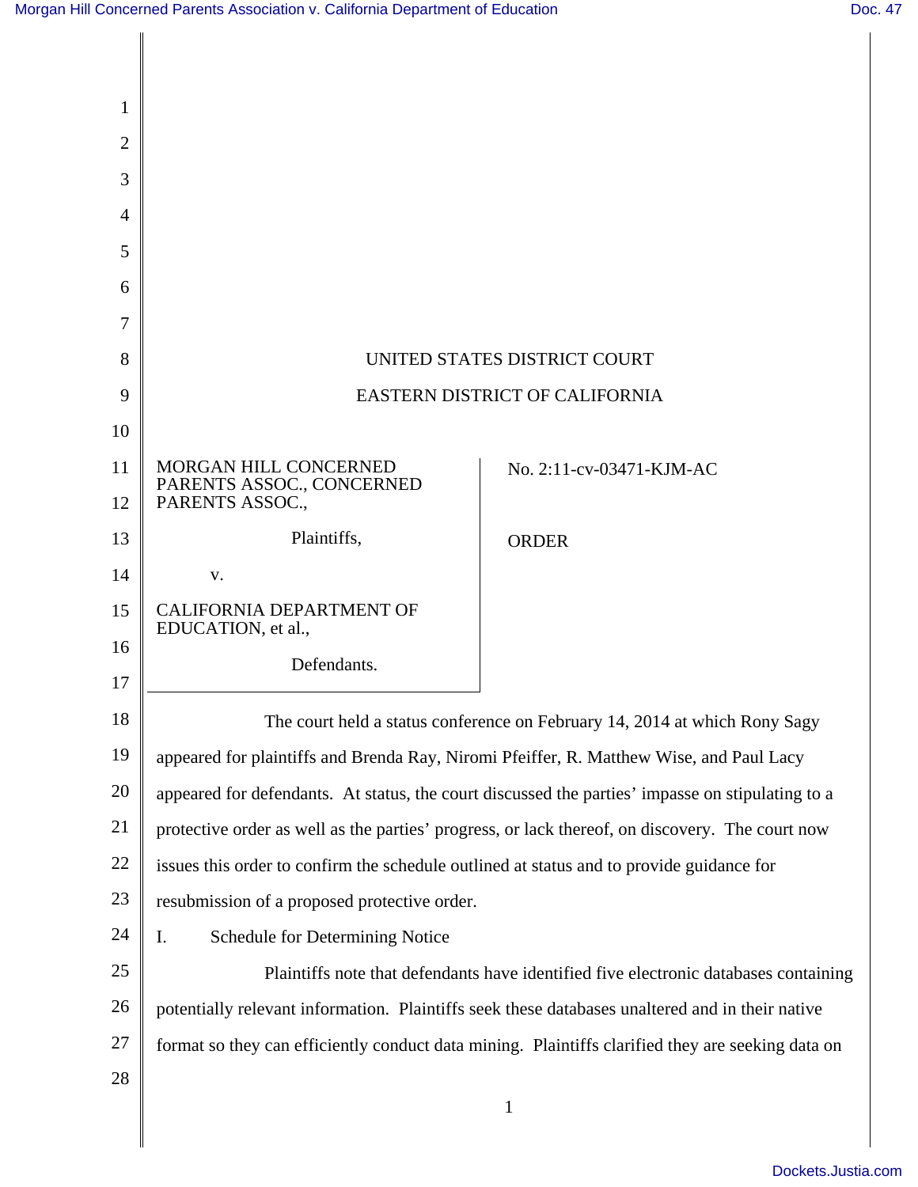UNITED STATES DISTRICT COURT

EASTERN DISTRICT OF CALIFORNIA

MORGAN HILL CONCERNED PARENTS ASSOC., CONCERNED PARENTS ASSOC.,

Plaintiffs,

v.

CALIFORNIA DEPARTMENT OF EDUCATION, et al.,

Defendants.

No. 2:11-cv-03471-KJM-AC

ORDER

The court held a status conference on February 14, 2014 at which Rony Sagy appeared for plaintiffs and Brenda Ray, Niromi Pfeiffer, R. Matthew Wise, and Paul Lacy appeared for defendants. At status, the court discussed the parties' impasse on stipulating to a protective order as well as the parties' progress, or lack thereof, on discovery. The court now issues this order to confirm the schedule outlined at status and to provide guidance for resubmission of a proposed protective order.

I. Schedule for Determining Notice

Plaintiffs note that defendants have identified five electronic databases containing potentially relevant information. Plaintiffs seek these databases unaltered and in their native format so they can efficiently conduct data mining. Plaintiffs clarified they are seeking data on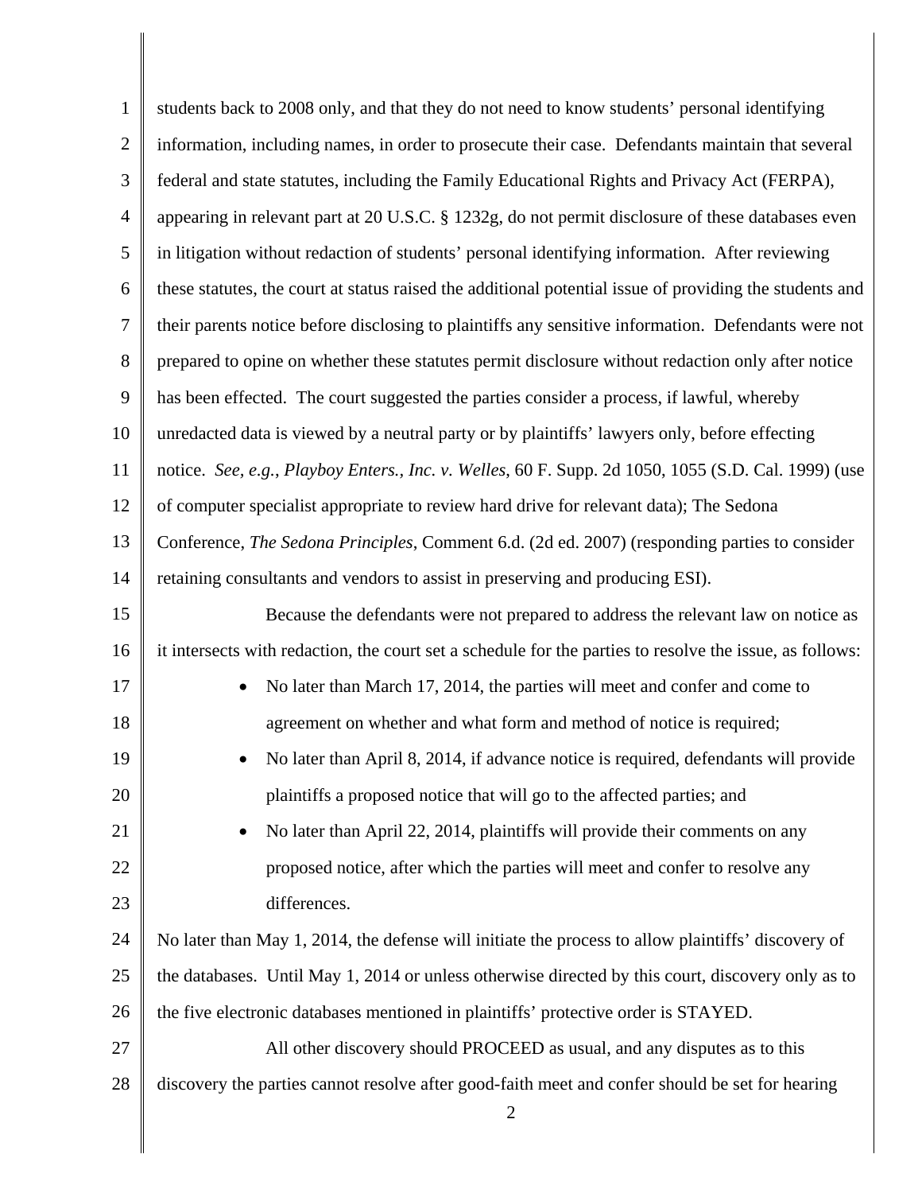students back to 2008 only, and that they do not need to know students' personal identifying information, including names, in order to prosecute their case. Defendants maintain that several federal and state statutes, including the Family Educational Rights and Privacy Act (FERPA), appearing in relevant part at 20 U.S.C. § 1232g, do not permit disclosure of these databases even in litigation without redaction of students' personal identifying information. After reviewing these statutes, the court at status raised the additional potential issue of providing the students and their parents notice before disclosing to plaintiffs any sensitive information. Defendants were not prepared to opine on whether these statutes permit disclosure without redaction only after notice has been effected. The court suggested the parties consider a process, if lawful, whereby unredacted data is viewed by a neutral party or by plaintiffs' lawyers only, before effecting notice. *See, e.g.*, *Playboy Enters., Inc. v. Welles*, 60 F. Supp. 2d 1050, 1055 (S.D. Cal. 1999) (use of computer specialist appropriate to review hard drive for relevant data); The Sedona Conference, *The Sedona Principles*, Comment 6.d. (2d ed. 2007) (responding parties to consider retaining consultants and vendors to assist in preserving and producing ESI).

Because the defendants were not prepared to address the relevant law on notice as it intersects with redaction, the court set a schedule for the parties to resolve the issue, as follows:

- No later than March 17, 2014, the parties will meet and confer and come to agreement on whether and what form and method of notice is required;
- No later than April 8, 2014, if advance notice is required, defendants will provide plaintiffs a proposed notice that will go to the affected parties; and
- No later than April 22, 2014, plaintiffs will provide their comments on any proposed notice, after which the parties will meet and confer to resolve any differences.

No later than May 1, 2014, the defense will initiate the process to allow plaintiffs' discovery of the databases. Until May 1, 2014 or unless otherwise directed by this court, discovery only as to the five electronic databases mentioned in plaintiffs' protective order is STAYED.

All other discovery should PROCEED as usual, and any disputes as to this discovery the parties cannot resolve after good-faith meet and confer should be set for hearing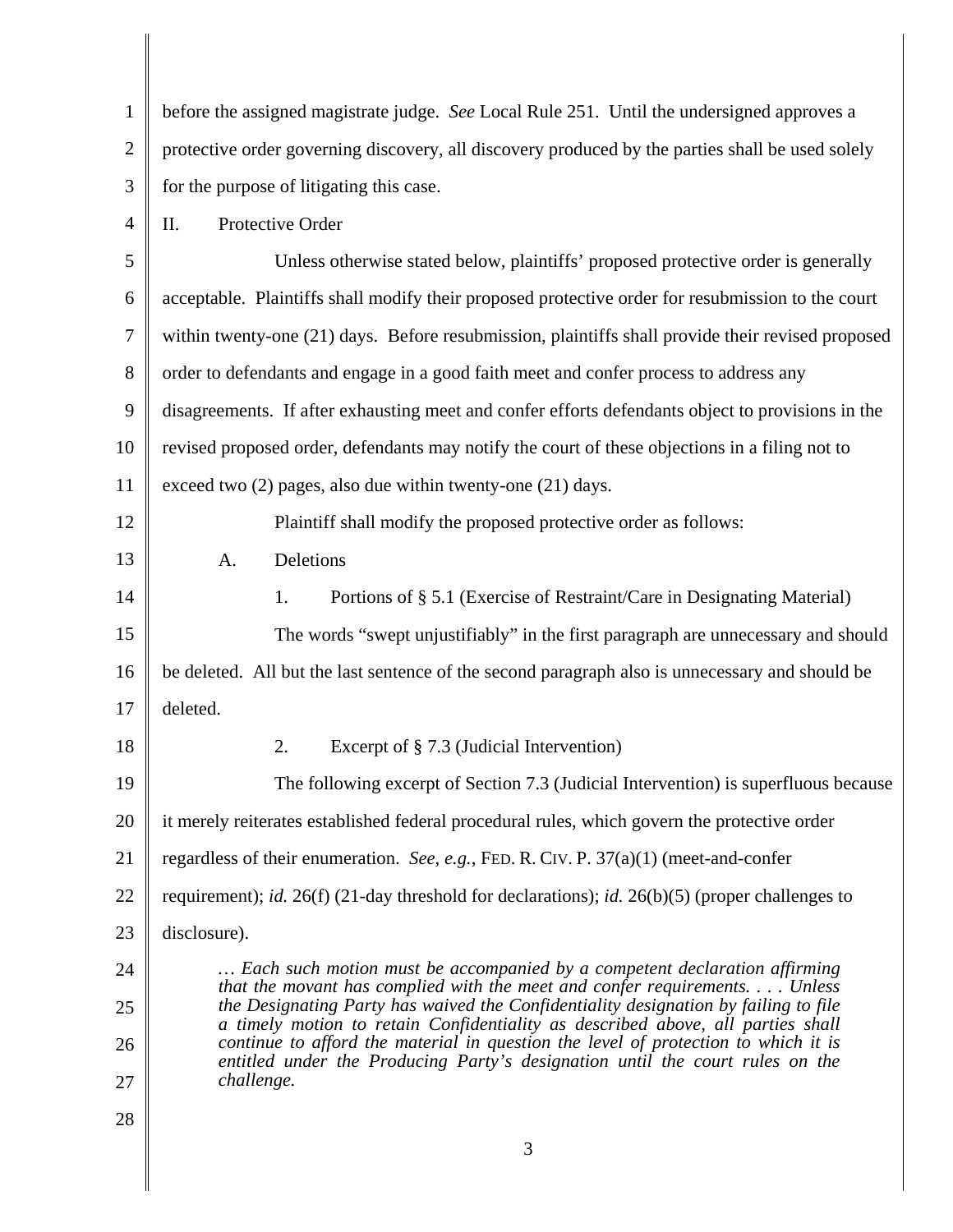before the assigned magistrate judge. *See* Local Rule 251. Until the undersigned approves a protective order governing discovery, all discovery produced by the parties shall be used solely for the purpose of litigating this case.

II. Protective Order

Unless otherwise stated below, plaintiffs' proposed protective order is generally acceptable. Plaintiffs shall modify their proposed protective order for resubmission to the court within twenty-one (21) days. Before resubmission, plaintiffs shall provide their revised proposed order to defendants and engage in a good faith meet and confer process to address any disagreements. If after exhausting meet and confer efforts defendants object to provisions in the revised proposed order, defendants may notify the court of these objections in a filing not to exceed two (2) pages, also due within twenty-one (21) days.

Plaintiff shall modify the proposed protective order as follows:

A. Deletions

1. Portions of § 5.1 (Exercise of Restraint/Care in Designating Material)

The words "swept unjustifiably" in the first paragraph are unnecessary and should be deleted. All but the last sentence of the second paragraph also is unnecessary and should be deleted.

2. Excerpt of § 7.3 (Judicial Intervention)

The following excerpt of Section 7.3 (Judicial Intervention) is superfluous because it merely reiterates established federal procedural rules, which govern the protective order regardless of their enumeration. *See, e.g.*, FED. R. CIV. P. 37(a)(1) (meet-and-confer requirement); *id.* 26(f) (21-day threshold for declarations); *id.* 26(b)(5) (proper challenges to disclosure).

> *… Each such motion must be accompanied by a competent declaration affirming that the movant has complied with the meet and confer requirements. . . . Unless the Designating Party has waived the Confidentiality designation by failing to file a timely motion to retain Confidentiality as described above, all parties shall continue to afford the material in question the level of protection to which it is entitled under the Producing Party's designation until the court rules on the challenge.*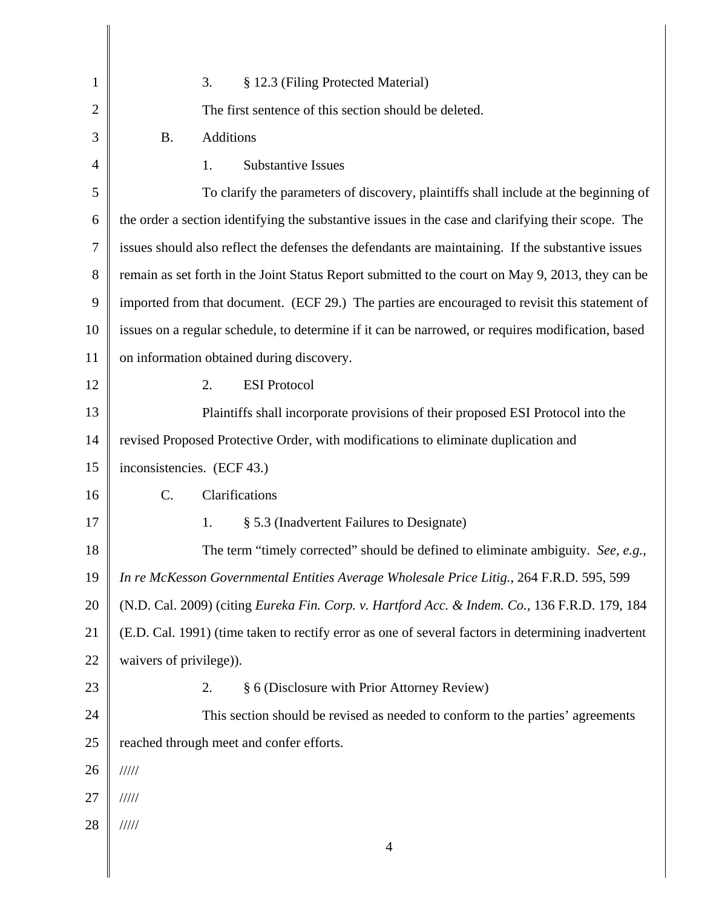3. § 12.3 (Filing Protected Material)

The first sentence of this section should be deleted.

B. Additions

1. Substantive Issues

To clarify the parameters of discovery, plaintiffs shall include at the beginning of the order a section identifying the substantive issues in the case and clarifying their scope. The issues should also reflect the defenses the defendants are maintaining. If the substantive issues remain as set forth in the Joint Status Report submitted to the court on May 9, 2013, they can be imported from that document. (ECF 29.) The parties are encouraged to revisit this statement of issues on a regular schedule, to determine if it can be narrowed, or requires modification, based on information obtained during discovery.

2. ESI Protocol

Plaintiffs shall incorporate provisions of their proposed ESI Protocol into the revised Proposed Protective Order, with modifications to eliminate duplication and inconsistencies. (ECF 43.)

C. Clarifications

1. § 5.3 (Inadvertent Failures to Designate)

The term "timely corrected" should be defined to eliminate ambiguity. *See, e.g.*, *In re McKesson Governmental Entities Average Wholesale Price Litig.*, 264 F.R.D. 595, 599 (N.D. Cal. 2009) (citing *Eureka Fin. Corp. v. Hartford Acc. & Indem. Co.*, 136 F.R.D. 179, 184 (E.D. Cal. 1991) (time taken to rectify error as one of several factors in determining inadvertent waivers of privilege)).

2. § 6 (Disclosure with Prior Attorney Review)

This section should be revised as needed to conform to the parties' agreements reached through meet and confer efforts.

/////

/////

/////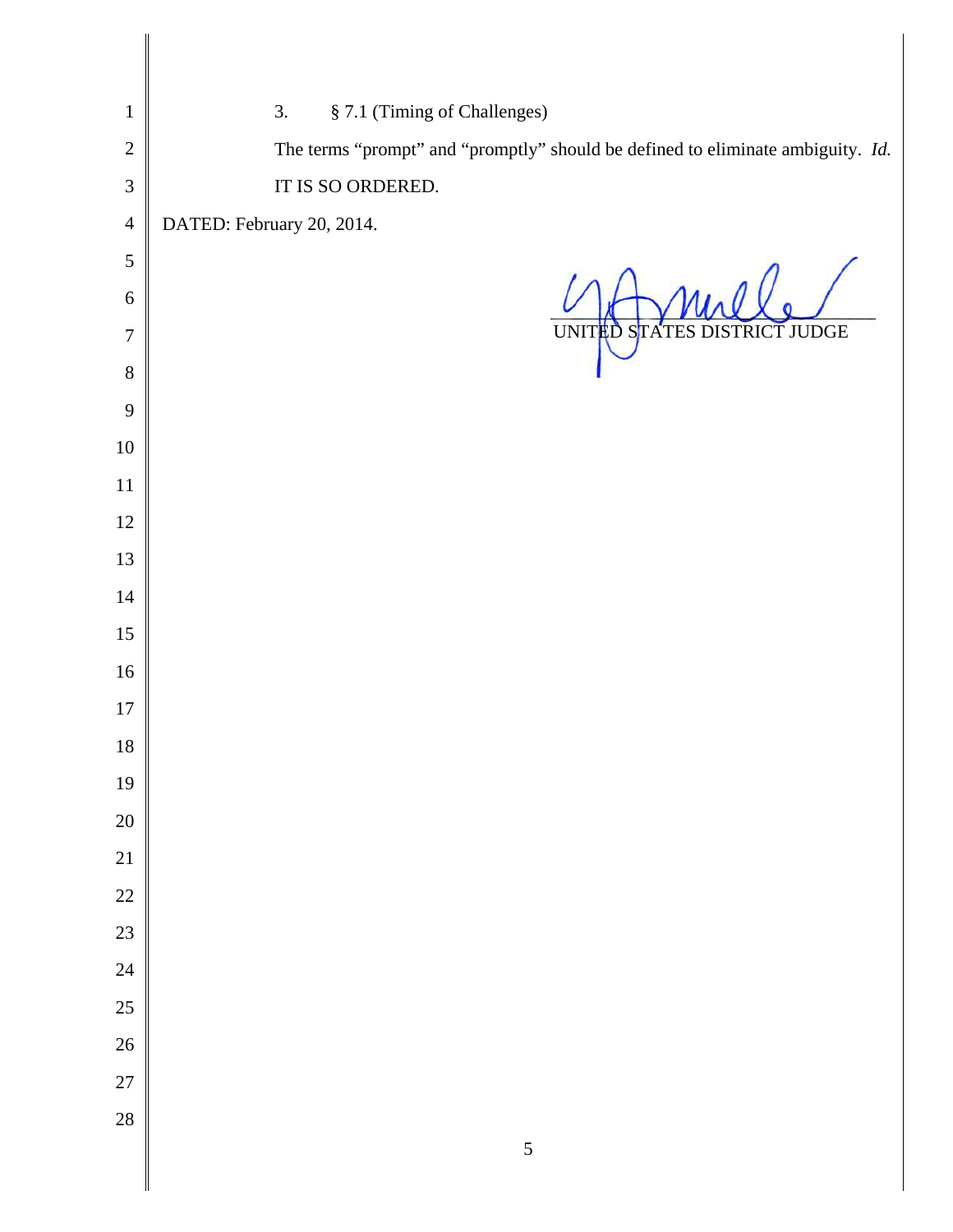3. § 7.1 (Timing of Challenges)

The terms "prompt" and "promptly" should be defined to eliminate ambiguity. *Id.*

IT IS SO ORDERED.

DATED: February 20, 2014.

UNITED STATES DISTRICT JUDGE